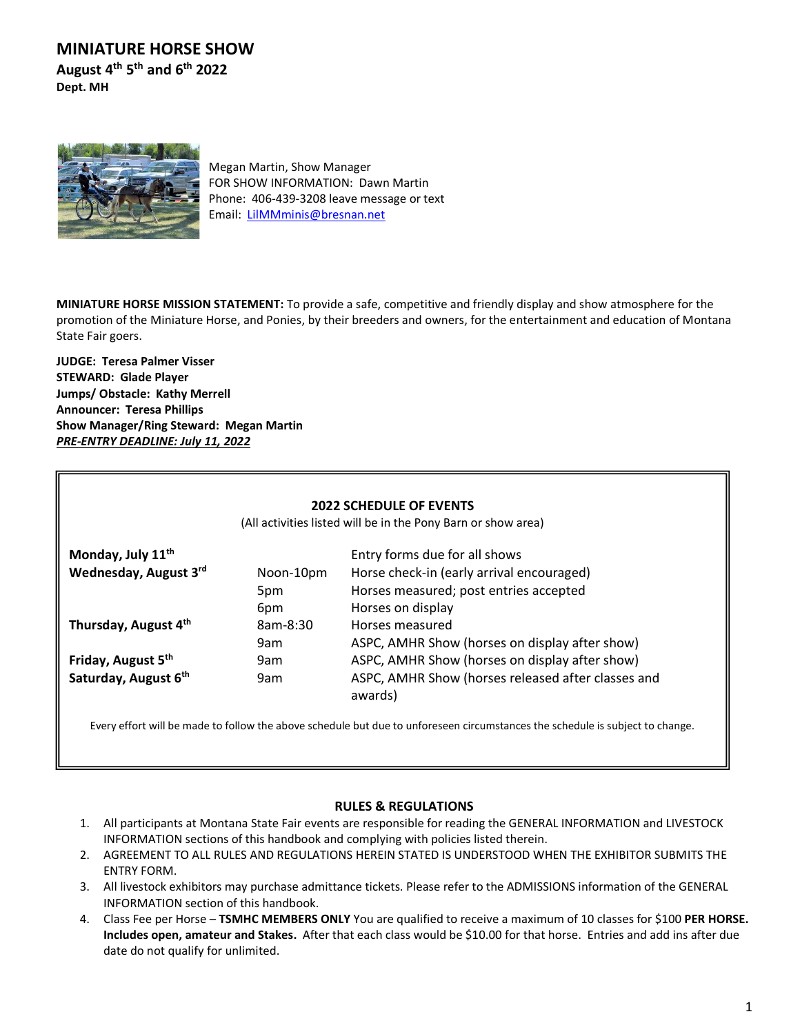# MINIATURE HORSE SHOW

**August 4th 5th and 6th 2022**
**Dept. MH**

Megan Martin, Show Manager
FOR SHOW INFORMATION: Dawn Martin
Phone: 406-439-3208 leave message or text
Email: LilMMminis@bresnan.net

**MINIATURE HORSE MISSION STATEMENT:** To provide a safe, competitive and friendly display and show atmosphere for the promotion of the Miniature Horse, and Ponies, by their breeders and owners, for the entertainment and education of Montana State Fair goers.

**JUDGE: Teresa Palmer Visser**
**STEWARD: Glade Player**
**Jumps/ Obstacle: Kathy Merrell**
**Announcer: Teresa Phillips**
**Show Manager/Ring Steward: Megan Martin**
***PRE-ENTRY DEADLINE: July 11, 2022***

## 2022 SCHEDULE OF EVENTS

(All activities listed will be in the Pony Barn or show area)

| | | |
|---|---|---|
| **Monday, July 11th** | | Entry forms due for all shows |
| **Wednesday, August 3rd** | Noon-10pm | Horse check-in (early arrival encouraged) |
| | 5pm | Horses measured; post entries accepted |
| | 6pm | Horses on display |
| **Thursday, August 4th** | 8am-8:30 | Horses measured |
| | 9am | ASPC, AMHR Show (horses on display after show) |
| **Friday, August 5th** | 9am | ASPC, AMHR Show (horses on display after show) |
| **Saturday, August 6th** | 9am | ASPC, AMHR Show (horses released after classes and awards) |

Every effort will be made to follow the above schedule but due to unforeseen circumstances the schedule is subject to change.

## RULES & REGULATIONS

1. All participants at Montana State Fair events are responsible for reading the GENERAL INFORMATION and LIVESTOCK INFORMATION sections of this handbook and complying with policies listed therein.
2. AGREEMENT TO ALL RULES AND REGULATIONS HEREIN STATED IS UNDERSTOOD WHEN THE EXHIBITOR SUBMITS THE ENTRY FORM.
3. All livestock exhibitors may purchase admittance tickets. Please refer to the ADMISSIONS information of the GENERAL INFORMATION section of this handbook.
4. Class Fee per Horse – **TSMHC MEMBERS ONLY** You are qualified to receive a maximum of 10 classes for $100 **PER HORSE. Includes open, amateur and Stakes.** After that each class would be $10.00 for that horse. Entries and add ins after due date do not qualify for unlimited.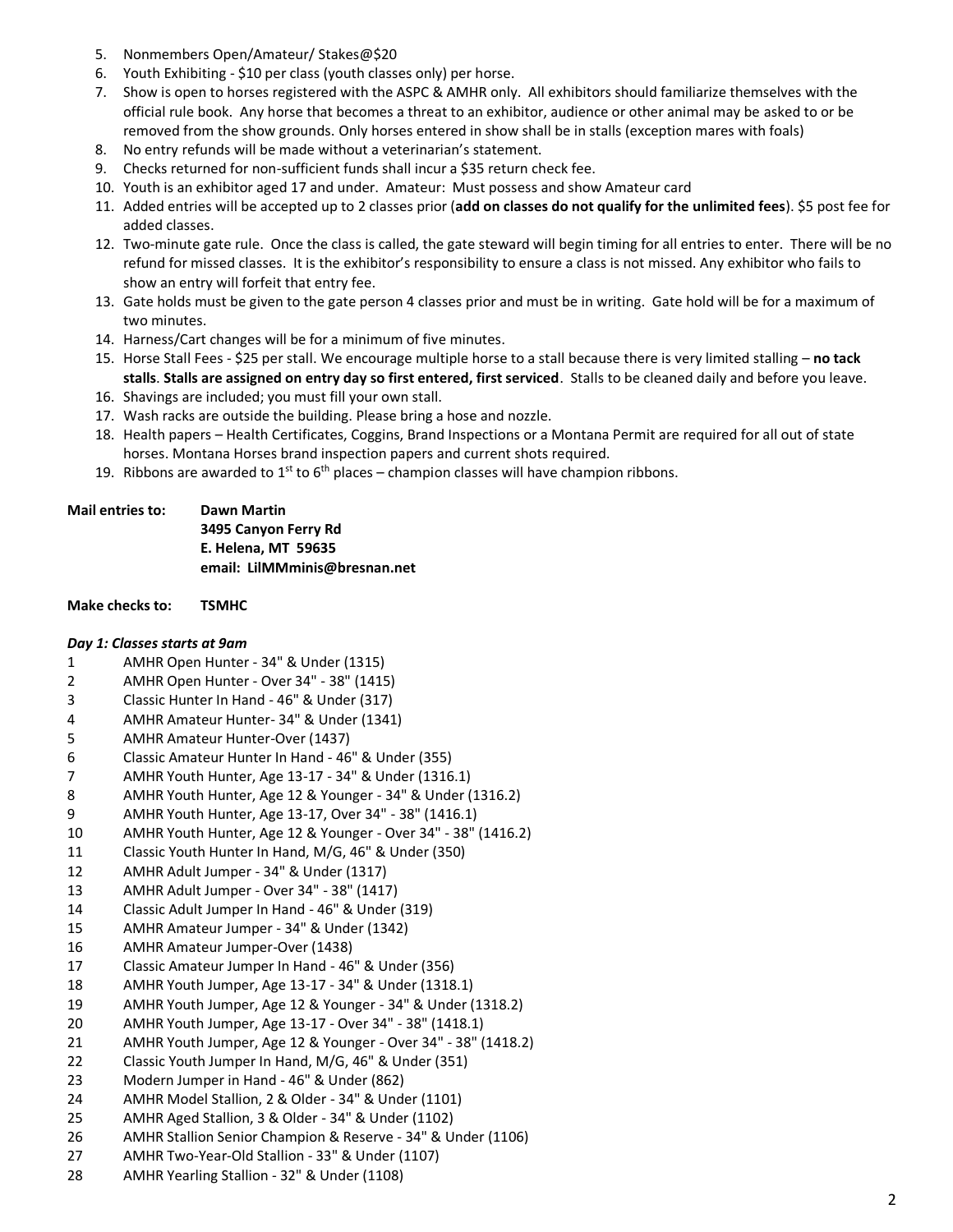5. Nonmembers Open/Amateur/ Stakes@$20
6. Youth Exhibiting - $10 per class (youth classes only) per horse.
7. Show is open to horses registered with the ASPC & AMHR only. All exhibitors should familiarize themselves with the official rule book. Any horse that becomes a threat to an exhibitor, audience or other animal may be asked to or be removed from the show grounds. Only horses entered in show shall be in stalls (exception mares with foals)
8. No entry refunds will be made without a veterinarian's statement.
9. Checks returned for non-sufficient funds shall incur a $35 return check fee.
10. Youth is an exhibitor aged 17 and under. Amateur: Must possess and show Amateur card
11. Added entries will be accepted up to 2 classes prior (**add on classes do not qualify for the unlimited fees**). $5 post fee for added classes.
12. Two-minute gate rule. Once the class is called, the gate steward will begin timing for all entries to enter. There will be no refund for missed classes. It is the exhibitor's responsibility to ensure a class is not missed. Any exhibitor who fails to show an entry will forfeit that entry fee.
13. Gate holds must be given to the gate person 4 classes prior and must be in writing. Gate hold will be for a maximum of two minutes.
14. Harness/Cart changes will be for a minimum of five minutes.
15. Horse Stall Fees - $25 per stall. We encourage multiple horse to a stall because there is very limited stalling – **no tack stalls**. **Stalls are assigned on entry day so first entered, first serviced**. Stalls to be cleaned daily and before you leave.
16. Shavings are included; you must fill your own stall.
17. Wash racks are outside the building. Please bring a hose and nozzle.
18. Health papers – Health Certificates, Coggins, Brand Inspections or a Montana Permit are required for all out of state horses. Montana Horses brand inspection papers and current shots required.
19. Ribbons are awarded to 1st to 6th places – champion classes will have champion ribbons.

**Mail entries to:** **Dawn Martin**
**3495 Canyon Ferry Rd**
**E. Helena, MT 59635**
**email: LilMMminis@bresnan.net**

**Make checks to:** **TSMHC**

***Day 1: Classes starts at 9am***

1 AMHR Open Hunter - 34" & Under (1315)
2 AMHR Open Hunter - Over 34" - 38" (1415)
3 Classic Hunter In Hand - 46" & Under (317)
4 AMHR Amateur Hunter- 34" & Under (1341)
5 AMHR Amateur Hunter-Over (1437)
6 Classic Amateur Hunter In Hand - 46" & Under (355)
7 AMHR Youth Hunter, Age 13-17 - 34" & Under (1316.1)
8 AMHR Youth Hunter, Age 12 & Younger - 34" & Under (1316.2)
9 AMHR Youth Hunter, Age 13-17, Over 34" - 38" (1416.1)
10 AMHR Youth Hunter, Age 12 & Younger - Over 34" - 38" (1416.2)
11 Classic Youth Hunter In Hand, M/G, 46" & Under (350)
12 AMHR Adult Jumper - 34" & Under (1317)
13 AMHR Adult Jumper - Over 34" - 38" (1417)
14 Classic Adult Jumper In Hand - 46" & Under (319)
15 AMHR Amateur Jumper - 34" & Under (1342)
16 AMHR Amateur Jumper-Over (1438)
17 Classic Amateur Jumper In Hand - 46" & Under (356)
18 AMHR Youth Jumper, Age 13-17 - 34" & Under (1318.1)
19 AMHR Youth Jumper, Age 12 & Younger - 34" & Under (1318.2)
20 AMHR Youth Jumper, Age 13-17 - Over 34" - 38" (1418.1)
21 AMHR Youth Jumper, Age 12 & Younger - Over 34" - 38" (1418.2)
22 Classic Youth Jumper In Hand, M/G, 46" & Under (351)
23 Modern Jumper in Hand - 46" & Under (862)
24 AMHR Model Stallion, 2 & Older - 34" & Under (1101)
25 AMHR Aged Stallion, 3 & Older - 34" & Under (1102)
26 AMHR Stallion Senior Champion & Reserve - 34" & Under (1106)
27 AMHR Two-Year-Old Stallion - 33" & Under (1107)
28 AMHR Yearling Stallion - 32" & Under (1108)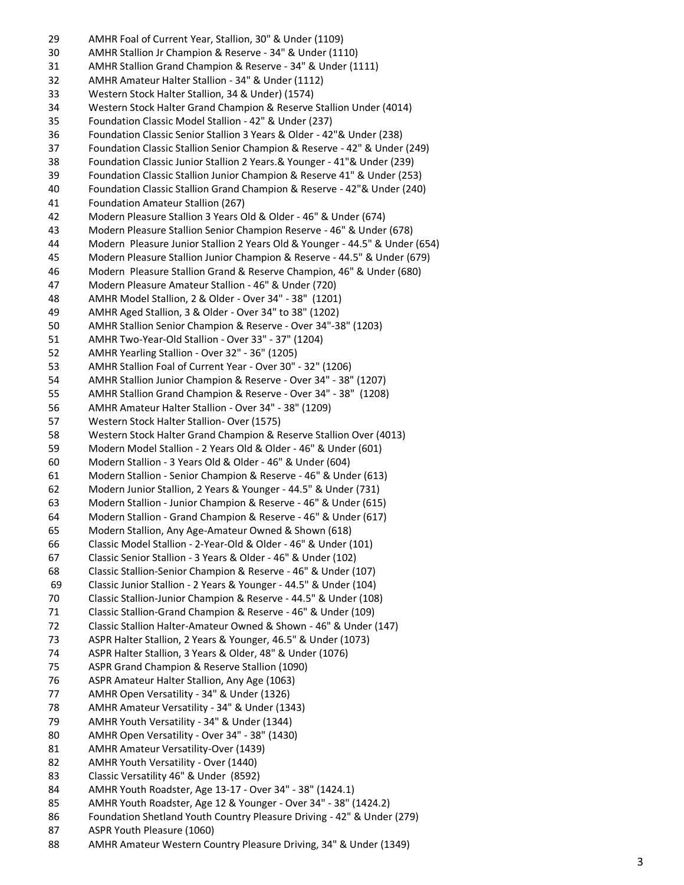29 AMHR Foal of Current Year, Stallion, 30" & Under (1109)
30 AMHR Stallion Jr Champion & Reserve - 34" & Under (1110)
31 AMHR Stallion Grand Champion & Reserve - 34" & Under (1111)
32 AMHR Amateur Halter Stallion - 34" & Under (1112)
33 Western Stock Halter Stallion, 34 & Under) (1574)
34 Western Stock Halter Grand Champion & Reserve Stallion Under (4014)
35 Foundation Classic Model Stallion - 42" & Under (237)
36 Foundation Classic Senior Stallion 3 Years & Older - 42"& Under (238)
37 Foundation Classic Stallion Senior Champion & Reserve - 42" & Under (249)
38 Foundation Classic Junior Stallion 2 Years.& Younger - 41"& Under (239)
39 Foundation Classic Stallion Junior Champion & Reserve 41" & Under (253)
40 Foundation Classic Stallion Grand Champion & Reserve - 42"& Under (240)
41 Foundation Amateur Stallion (267)
42 Modern Pleasure Stallion 3 Years Old & Older - 46" & Under (674)
43 Modern Pleasure Stallion Senior Champion Reserve - 46" & Under (678)
44 Modern Pleasure Junior Stallion 2 Years Old & Younger - 44.5" & Under (654)
45 Modern Pleasure Stallion Junior Champion & Reserve - 44.5" & Under (679)
46 Modern Pleasure Stallion Grand & Reserve Champion, 46" & Under (680)
47 Modern Pleasure Amateur Stallion - 46" & Under (720)
48 AMHR Model Stallion, 2 & Older - Over 34" - 38" (1201)
49 AMHR Aged Stallion, 3 & Older - Over 34" to 38" (1202)
50 AMHR Stallion Senior Champion & Reserve - Over 34"-38" (1203)
51 AMHR Two-Year-Old Stallion - Over 33" - 37" (1204)
52 AMHR Yearling Stallion - Over 32" - 36" (1205)
53 AMHR Stallion Foal of Current Year - Over 30" - 32" (1206)
54 AMHR Stallion Junior Champion & Reserve - Over 34" - 38" (1207)
55 AMHR Stallion Grand Champion & Reserve - Over 34" - 38" (1208)
56 AMHR Amateur Halter Stallion - Over 34" - 38" (1209)
57 Western Stock Halter Stallion- Over (1575)
58 Western Stock Halter Grand Champion & Reserve Stallion Over (4013)
59 Modern Model Stallion - 2 Years Old & Older - 46" & Under (601)
60 Modern Stallion - 3 Years Old & Older - 46" & Under (604)
61 Modern Stallion - Senior Champion & Reserve - 46" & Under (613)
62 Modern Junior Stallion, 2 Years & Younger - 44.5" & Under (731)
63 Modern Stallion - Junior Champion & Reserve - 46" & Under (615)
64 Modern Stallion - Grand Champion & Reserve - 46" & Under (617)
65 Modern Stallion, Any Age-Amateur Owned & Shown (618)
66 Classic Model Stallion - 2-Year-Old & Older - 46" & Under (101)
67 Classic Senior Stallion - 3 Years & Older - 46" & Under (102)
68 Classic Stallion-Senior Champion & Reserve - 46" & Under (107)
69 Classic Junior Stallion - 2 Years & Younger - 44.5" & Under (104)
70 Classic Stallion-Junior Champion & Reserve - 44.5" & Under (108)
71 Classic Stallion-Grand Champion & Reserve - 46" & Under (109)
72 Classic Stallion Halter-Amateur Owned & Shown - 46" & Under (147)
73 ASPR Halter Stallion, 2 Years & Younger, 46.5" & Under (1073)
74 ASPR Halter Stallion, 3 Years & Older, 48" & Under (1076)
75 ASPR Grand Champion & Reserve Stallion (1090)
76 ASPR Amateur Halter Stallion, Any Age (1063)
77 AMHR Open Versatility - 34" & Under (1326)
78 AMHR Amateur Versatility - 34" & Under (1343)
79 AMHR Youth Versatility - 34" & Under (1344)
80 AMHR Open Versatility - Over 34" - 38" (1430)
81 AMHR Amateur Versatility-Over (1439)
82 AMHR Youth Versatility - Over (1440)
83 Classic Versatility 46" & Under (8592)
84 AMHR Youth Roadster, Age 13-17 - Over 34" - 38" (1424.1)
85 AMHR Youth Roadster, Age 12 & Younger - Over 34" - 38" (1424.2)
86 Foundation Shetland Youth Country Pleasure Driving - 42" & Under (279)
87 ASPR Youth Pleasure (1060)
88 AMHR Amateur Western Country Pleasure Driving, 34" & Under (1349)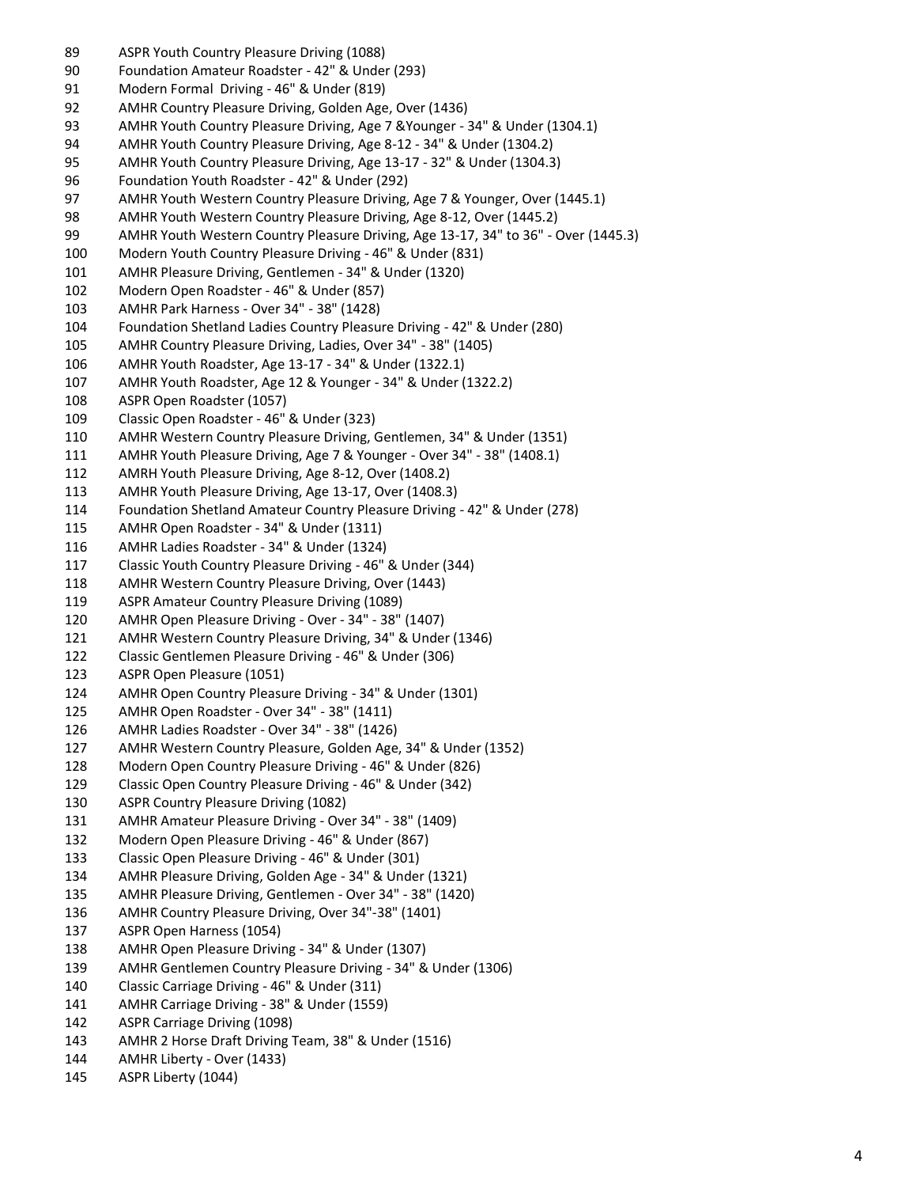89 ASPR Youth Country Pleasure Driving (1088)
90 Foundation Amateur Roadster - 42" & Under (293)
91 Modern Formal Driving - 46" & Under (819)
92 AMHR Country Pleasure Driving, Golden Age, Over (1436)
93 AMHR Youth Country Pleasure Driving, Age 7 &Younger - 34" & Under (1304.1)
94 AMHR Youth Country Pleasure Driving, Age 8-12 - 34" & Under (1304.2)
95 AMHR Youth Country Pleasure Driving, Age 13-17 - 32" & Under (1304.3)
96 Foundation Youth Roadster - 42" & Under (292)
97 AMHR Youth Western Country Pleasure Driving, Age 7 & Younger, Over (1445.1)
98 AMHR Youth Western Country Pleasure Driving, Age 8-12, Over (1445.2)
99 AMHR Youth Western Country Pleasure Driving, Age 13-17, 34" to 36" - Over (1445.3)
100 Modern Youth Country Pleasure Driving - 46" & Under (831)
101 AMHR Pleasure Driving, Gentlemen - 34" & Under (1320)
102 Modern Open Roadster - 46" & Under (857)
103 AMHR Park Harness - Over 34" - 38" (1428)
104 Foundation Shetland Ladies Country Pleasure Driving - 42" & Under (280)
105 AMHR Country Pleasure Driving, Ladies, Over 34" - 38" (1405)
106 AMHR Youth Roadster, Age 13-17 - 34" & Under (1322.1)
107 AMHR Youth Roadster, Age 12 & Younger - 34" & Under (1322.2)
108 ASPR Open Roadster (1057)
109 Classic Open Roadster - 46" & Under (323)
110 AMHR Western Country Pleasure Driving, Gentlemen, 34" & Under (1351)
111 AMHR Youth Pleasure Driving, Age 7 & Younger - Over 34" - 38" (1408.1)
112 AMRH Youth Pleasure Driving, Age 8-12, Over (1408.2)
113 AMHR Youth Pleasure Driving, Age 13-17, Over (1408.3)
114 Foundation Shetland Amateur Country Pleasure Driving - 42" & Under (278)
115 AMHR Open Roadster - 34" & Under (1311)
116 AMHR Ladies Roadster - 34" & Under (1324)
117 Classic Youth Country Pleasure Driving - 46" & Under (344)
118 AMHR Western Country Pleasure Driving, Over (1443)
119 ASPR Amateur Country Pleasure Driving (1089)
120 AMHR Open Pleasure Driving - Over - 34" - 38" (1407)
121 AMHR Western Country Pleasure Driving, 34" & Under (1346)
122 Classic Gentlemen Pleasure Driving - 46" & Under (306)
123 ASPR Open Pleasure (1051)
124 AMHR Open Country Pleasure Driving - 34" & Under (1301)
125 AMHR Open Roadster - Over 34" - 38" (1411)
126 AMHR Ladies Roadster - Over 34" - 38" (1426)
127 AMHR Western Country Pleasure, Golden Age, 34" & Under (1352)
128 Modern Open Country Pleasure Driving - 46" & Under (826)
129 Classic Open Country Pleasure Driving - 46" & Under (342)
130 ASPR Country Pleasure Driving (1082)
131 AMHR Amateur Pleasure Driving - Over 34" - 38" (1409)
132 Modern Open Pleasure Driving - 46" & Under (867)
133 Classic Open Pleasure Driving - 46" & Under (301)
134 AMHR Pleasure Driving, Golden Age - 34" & Under (1321)
135 AMHR Pleasure Driving, Gentlemen - Over 34" - 38" (1420)
136 AMHR Country Pleasure Driving, Over 34"-38" (1401)
137 ASPR Open Harness (1054)
138 AMHR Open Pleasure Driving - 34" & Under (1307)
139 AMHR Gentlemen Country Pleasure Driving - 34" & Under (1306)
140 Classic Carriage Driving - 46" & Under (311)
141 AMHR Carriage Driving - 38" & Under (1559)
142 ASPR Carriage Driving (1098)
143 AMHR 2 Horse Draft Driving Team, 38" & Under (1516)
144 AMHR Liberty - Over (1433)
145 ASPR Liberty (1044)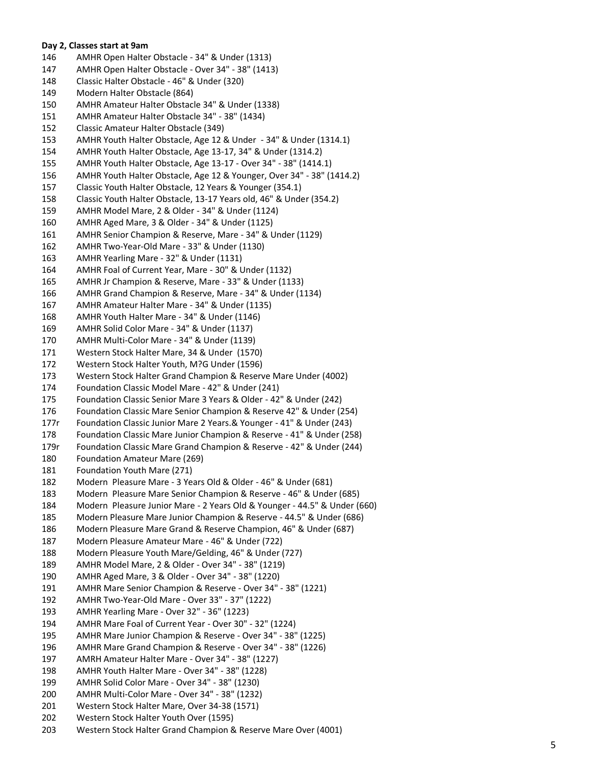**Day 2, Classes start at 9am**

146 AMHR Open Halter Obstacle - 34" & Under (1313)
147 AMHR Open Halter Obstacle - Over 34" - 38" (1413)
148 Classic Halter Obstacle - 46" & Under (320)
149 Modern Halter Obstacle (864)
150 AMHR Amateur Halter Obstacle 34" & Under (1338)
151 AMHR Amateur Halter Obstacle 34" - 38" (1434)
152 Classic Amateur Halter Obstacle (349)
153 AMHR Youth Halter Obstacle, Age 12 & Under - 34" & Under (1314.1)
154 AMHR Youth Halter Obstacle, Age 13-17, 34" & Under (1314.2)
155 AMHR Youth Halter Obstacle, Age 13-17 - Over 34" - 38" (1414.1)
156 AMHR Youth Halter Obstacle, Age 12 & Younger, Over 34" - 38" (1414.2)
157 Classic Youth Halter Obstacle, 12 Years & Younger (354.1)
158 Classic Youth Halter Obstacle, 13-17 Years old, 46" & Under (354.2)
159 AMHR Model Mare, 2 & Older - 34" & Under (1124)
160 AMHR Aged Mare, 3 & Older - 34" & Under (1125)
161 AMHR Senior Champion & Reserve, Mare - 34" & Under (1129)
162 AMHR Two-Year-Old Mare - 33" & Under (1130)
163 AMHR Yearling Mare - 32" & Under (1131)
164 AMHR Foal of Current Year, Mare - 30" & Under (1132)
165 AMHR Jr Champion & Reserve, Mare - 33" & Under (1133)
166 AMHR Grand Champion & Reserve, Mare - 34" & Under (1134)
167 AMHR Amateur Halter Mare - 34" & Under (1135)
168 AMHR Youth Halter Mare - 34" & Under (1146)
169 AMHR Solid Color Mare - 34" & Under (1137)
170 AMHR Multi-Color Mare - 34" & Under (1139)
171 Western Stock Halter Mare, 34 & Under (1570)
172 Western Stock Halter Youth, M?G Under (1596)
173 Western Stock Halter Grand Champion & Reserve Mare Under (4002)
174 Foundation Classic Model Mare - 42" & Under (241)
175 Foundation Classic Senior Mare 3 Years & Older - 42" & Under (242)
176 Foundation Classic Mare Senior Champion & Reserve 42" & Under (254)
177r Foundation Classic Junior Mare 2 Years.& Younger - 41" & Under (243)
178 Foundation Classic Mare Junior Champion & Reserve - 41" & Under (258)
179r Foundation Classic Mare Grand Champion & Reserve - 42" & Under (244)
180 Foundation Amateur Mare (269)
181 Foundation Youth Mare (271)
182 Modern Pleasure Mare - 3 Years Old & Older - 46" & Under (681)
183 Modern Pleasure Mare Senior Champion & Reserve - 46" & Under (685)
184 Modern Pleasure Junior Mare - 2 Years Old & Younger - 44.5" & Under (660)
185 Modern Pleasure Mare Junior Champion & Reserve - 44.5" & Under (686)
186 Modern Pleasure Mare Grand & Reserve Champion, 46" & Under (687)
187 Modern Pleasure Amateur Mare - 46" & Under (722)
188 Modern Pleasure Youth Mare/Gelding, 46" & Under (727)
189 AMHR Model Mare, 2 & Older - Over 34" - 38" (1219)
190 AMHR Aged Mare, 3 & Older - Over 34" - 38" (1220)
191 AMHR Mare Senior Champion & Reserve - Over 34" - 38" (1221)
192 AMHR Two-Year-Old Mare - Over 33" - 37" (1222)
193 AMHR Yearling Mare - Over 32" - 36" (1223)
194 AMHR Mare Foal of Current Year - Over 30" - 32" (1224)
195 AMHR Mare Junior Champion & Reserve - Over 34" - 38" (1225)
196 AMHR Mare Grand Champion & Reserve - Over 34" - 38" (1226)
197 AMRH Amateur Halter Mare - Over 34" - 38" (1227)
198 AMHR Youth Halter Mare - Over 34" - 38" (1228)
199 AMHR Solid Color Mare - Over 34" - 38" (1230)
200 AMHR Multi-Color Mare - Over 34" - 38" (1232)
201 Western Stock Halter Mare, Over 34-38 (1571)
202 Western Stock Halter Youth Over (1595)
203 Western Stock Halter Grand Champion & Reserve Mare Over (4001)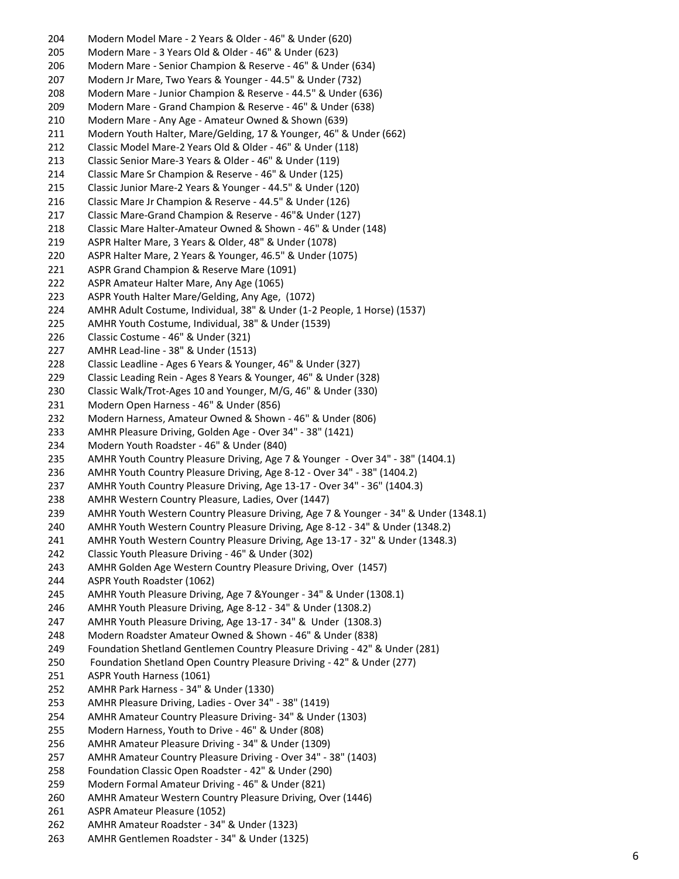204 Modern Model Mare - 2 Years & Older - 46" & Under (620)
205 Modern Mare - 3 Years Old & Older - 46" & Under (623)
206 Modern Mare - Senior Champion & Reserve - 46" & Under (634)
207 Modern Jr Mare, Two Years & Younger - 44.5" & Under (732)
208 Modern Mare - Junior Champion & Reserve - 44.5" & Under (636)
209 Modern Mare - Grand Champion & Reserve - 46" & Under (638)
210 Modern Mare - Any Age - Amateur Owned & Shown (639)
211 Modern Youth Halter, Mare/Gelding, 17 & Younger, 46" & Under (662)
212 Classic Model Mare-2 Years Old & Older - 46" & Under (118)
213 Classic Senior Mare-3 Years & Older - 46" & Under (119)
214 Classic Mare Sr Champion & Reserve - 46" & Under (125)
215 Classic Junior Mare-2 Years & Younger - 44.5" & Under (120)
216 Classic Mare Jr Champion & Reserve - 44.5" & Under (126)
217 Classic Mare-Grand Champion & Reserve - 46"& Under (127)
218 Classic Mare Halter-Amateur Owned & Shown - 46" & Under (148)
219 ASPR Halter Mare, 3 Years & Older, 48" & Under (1078)
220 ASPR Halter Mare, 2 Years & Younger, 46.5" & Under (1075)
221 ASPR Grand Champion & Reserve Mare (1091)
222 ASPR Amateur Halter Mare, Any Age (1065)
223 ASPR Youth Halter Mare/Gelding, Any Age, (1072)
224 AMHR Adult Costume, Individual, 38" & Under (1-2 People, 1 Horse) (1537)
225 AMHR Youth Costume, Individual, 38" & Under (1539)
226 Classic Costume - 46" & Under (321)
227 AMHR Lead-line - 38" & Under (1513)
228 Classic Leadline - Ages 6 Years & Younger, 46" & Under (327)
229 Classic Leading Rein - Ages 8 Years & Younger, 46" & Under (328)
230 Classic Walk/Trot-Ages 10 and Younger, M/G, 46" & Under (330)
231 Modern Open Harness - 46" & Under (856)
232 Modern Harness, Amateur Owned & Shown - 46" & Under (806)
233 AMHR Pleasure Driving, Golden Age - Over 34" - 38" (1421)
234 Modern Youth Roadster - 46" & Under (840)
235 AMHR Youth Country Pleasure Driving, Age 7 & Younger - Over 34" - 38" (1404.1)
236 AMHR Youth Country Pleasure Driving, Age 8-12 - Over 34" - 38" (1404.2)
237 AMHR Youth Country Pleasure Driving, Age 13-17 - Over 34" - 36" (1404.3)
238 AMHR Western Country Pleasure, Ladies, Over (1447)
239 AMHR Youth Western Country Pleasure Driving, Age 7 & Younger - 34" & Under (1348.1)
240 AMHR Youth Western Country Pleasure Driving, Age 8-12 - 34" & Under (1348.2)
241 AMHR Youth Western Country Pleasure Driving, Age 13-17 - 32" & Under (1348.3)
242 Classic Youth Pleasure Driving - 46" & Under (302)
243 AMHR Golden Age Western Country Pleasure Driving, Over (1457)
244 ASPR Youth Roadster (1062)
245 AMHR Youth Pleasure Driving, Age 7 &Younger - 34" & Under (1308.1)
246 AMHR Youth Pleasure Driving, Age 8-12 - 34" & Under (1308.2)
247 AMHR Youth Pleasure Driving, Age 13-17 - 34" & Under (1308.3)
248 Modern Roadster Amateur Owned & Shown - 46" & Under (838)
249 Foundation Shetland Gentlemen Country Pleasure Driving - 42" & Under (281)
250 Foundation Shetland Open Country Pleasure Driving - 42" & Under (277)
251 ASPR Youth Harness (1061)
252 AMHR Park Harness - 34" & Under (1330)
253 AMHR Pleasure Driving, Ladies - Over 34" - 38" (1419)
254 AMHR Amateur Country Pleasure Driving- 34" & Under (1303)
255 Modern Harness, Youth to Drive - 46" & Under (808)
256 AMHR Amateur Pleasure Driving - 34" & Under (1309)
257 AMHR Amateur Country Pleasure Driving - Over 34" - 38" (1403)
258 Foundation Classic Open Roadster - 42" & Under (290)
259 Modern Formal Amateur Driving - 46" & Under (821)
260 AMHR Amateur Western Country Pleasure Driving, Over (1446)
261 ASPR Amateur Pleasure (1052)
262 AMHR Amateur Roadster - 34" & Under (1323)
263 AMHR Gentlemen Roadster - 34" & Under (1325)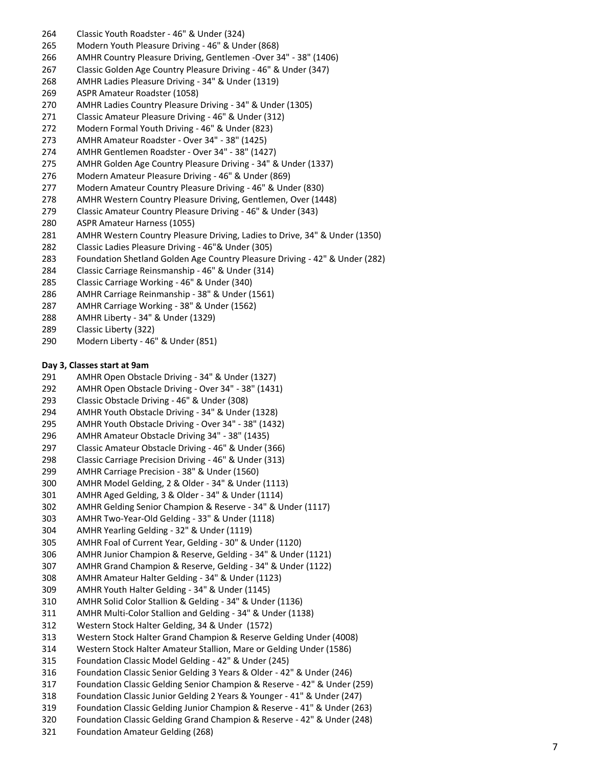264 Classic Youth Roadster - 46" & Under (324)
265 Modern Youth Pleasure Driving - 46" & Under (868)
266 AMHR Country Pleasure Driving, Gentlemen -Over 34" - 38" (1406)
267 Classic Golden Age Country Pleasure Driving - 46" & Under (347)
268 AMHR Ladies Pleasure Driving - 34" & Under (1319)
269 ASPR Amateur Roadster (1058)
270 AMHR Ladies Country Pleasure Driving - 34" & Under (1305)
271 Classic Amateur Pleasure Driving - 46" & Under (312)
272 Modern Formal Youth Driving - 46" & Under (823)
273 AMHR Amateur Roadster - Over 34" - 38" (1425)
274 AMHR Gentlemen Roadster - Over 34" - 38" (1427)
275 AMHR Golden Age Country Pleasure Driving - 34" & Under (1337)
276 Modern Amateur Pleasure Driving - 46" & Under (869)
277 Modern Amateur Country Pleasure Driving - 46" & Under (830)
278 AMHR Western Country Pleasure Driving, Gentlemen, Over (1448)
279 Classic Amateur Country Pleasure Driving - 46" & Under (343)
280 ASPR Amateur Harness (1055)
281 AMHR Western Country Pleasure Driving, Ladies to Drive, 34" & Under (1350)
282 Classic Ladies Pleasure Driving - 46"& Under (305)
283 Foundation Shetland Golden Age Country Pleasure Driving - 42" & Under (282)
284 Classic Carriage Reinsmanship - 46" & Under (314)
285 Classic Carriage Working - 46" & Under (340)
286 AMHR Carriage Reinmanship - 38" & Under (1561)
287 AMHR Carriage Working - 38" & Under (1562)
288 AMHR Liberty - 34" & Under (1329)
289 Classic Liberty (322)
290 Modern Liberty - 46" & Under (851)

**Day 3, Classes start at 9am**

291 AMHR Open Obstacle Driving - 34" & Under (1327)
292 AMHR Open Obstacle Driving - Over 34" - 38" (1431)
293 Classic Obstacle Driving - 46" & Under (308)
294 AMHR Youth Obstacle Driving - 34" & Under (1328)
295 AMHR Youth Obstacle Driving - Over 34" - 38" (1432)
296 AMHR Amateur Obstacle Driving 34" - 38" (1435)
297 Classic Amateur Obstacle Driving - 46" & Under (366)
298 Classic Carriage Precision Driving - 46" & Under (313)
299 AMHR Carriage Precision - 38" & Under (1560)
300 AMHR Model Gelding, 2 & Older - 34" & Under (1113)
301 AMHR Aged Gelding, 3 & Older - 34" & Under (1114)
302 AMHR Gelding Senior Champion & Reserve - 34" & Under (1117)
303 AMHR Two-Year-Old Gelding - 33" & Under (1118)
304 AMHR Yearling Gelding - 32" & Under (1119)
305 AMHR Foal of Current Year, Gelding - 30" & Under (1120)
306 AMHR Junior Champion & Reserve, Gelding - 34" & Under (1121)
307 AMHR Grand Champion & Reserve, Gelding - 34" & Under (1122)
308 AMHR Amateur Halter Gelding - 34" & Under (1123)
309 AMHR Youth Halter Gelding - 34" & Under (1145)
310 AMHR Solid Color Stallion & Gelding - 34" & Under (1136)
311 AMHR Multi-Color Stallion and Gelding - 34" & Under (1138)
312 Western Stock Halter Gelding, 34 & Under (1572)
313 Western Stock Halter Grand Champion & Reserve Gelding Under (4008)
314 Western Stock Halter Amateur Stallion, Mare or Gelding Under (1586)
315 Foundation Classic Model Gelding - 42" & Under (245)
316 Foundation Classic Senior Gelding 3 Years & Older - 42" & Under (246)
317 Foundation Classic Gelding Senior Champion & Reserve - 42" & Under (259)
318 Foundation Classic Junior Gelding 2 Years & Younger - 41" & Under (247)
319 Foundation Classic Gelding Junior Champion & Reserve - 41" & Under (263)
320 Foundation Classic Gelding Grand Champion & Reserve - 42" & Under (248)
321 Foundation Amateur Gelding (268)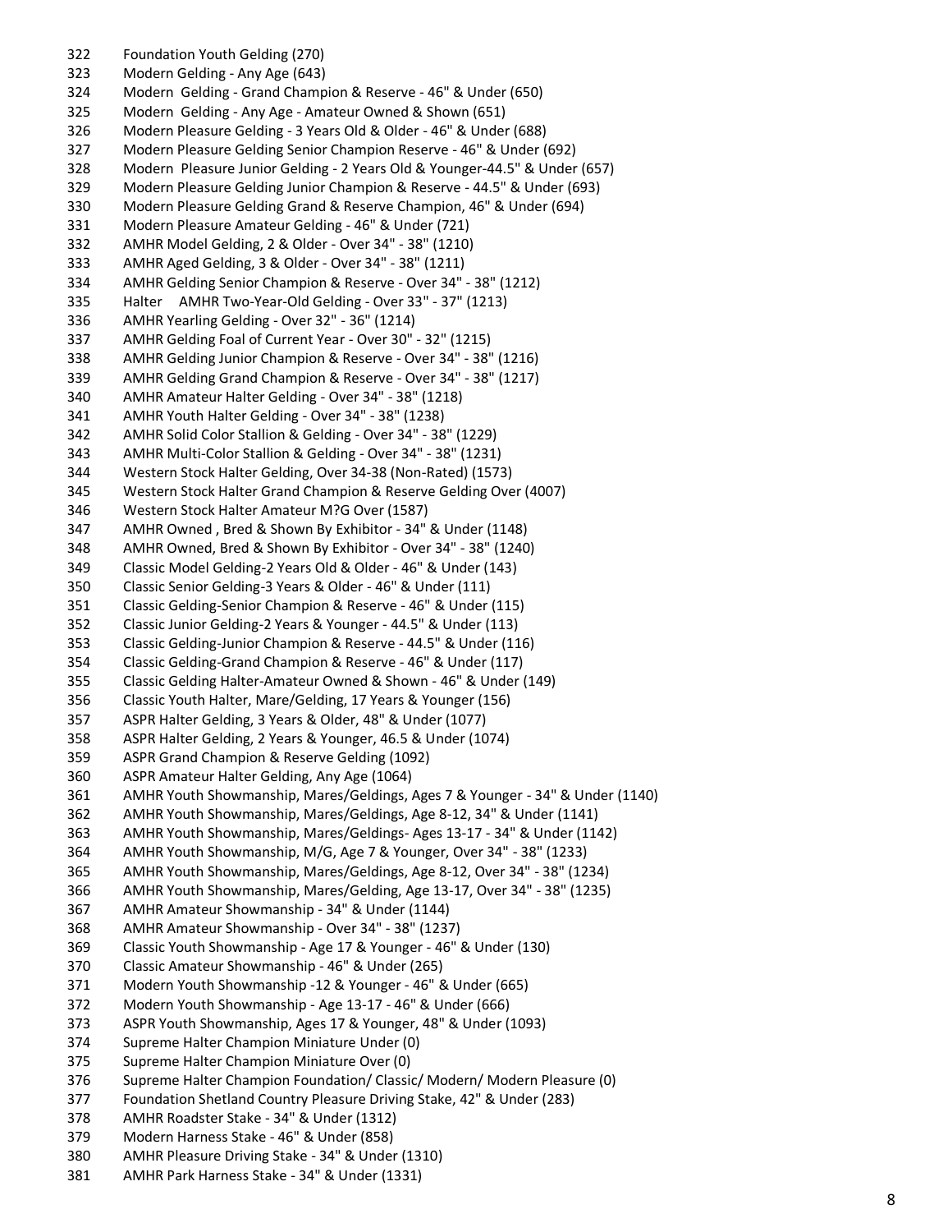322 Foundation Youth Gelding (270)
323 Modern Gelding - Any Age (643)
324 Modern Gelding - Grand Champion & Reserve - 46" & Under (650)
325 Modern Gelding - Any Age - Amateur Owned & Shown (651)
326 Modern Pleasure Gelding - 3 Years Old & Older - 46" & Under (688)
327 Modern Pleasure Gelding Senior Champion Reserve - 46" & Under (692)
328 Modern Pleasure Junior Gelding - 2 Years Old & Younger-44.5" & Under (657)
329 Modern Pleasure Gelding Junior Champion & Reserve - 44.5" & Under (693)
330 Modern Pleasure Gelding Grand & Reserve Champion, 46" & Under (694)
331 Modern Pleasure Amateur Gelding - 46" & Under (721)
332 AMHR Model Gelding, 2 & Older - Over 34" - 38" (1210)
333 AMHR Aged Gelding, 3 & Older - Over 34" - 38" (1211)
334 AMHR Gelding Senior Champion & Reserve - Over 34" - 38" (1212)
335 Halter AMHR Two-Year-Old Gelding - Over 33" - 37" (1213)
336 AMHR Yearling Gelding - Over 32" - 36" (1214)
337 AMHR Gelding Foal of Current Year - Over 30" - 32" (1215)
338 AMHR Gelding Junior Champion & Reserve - Over 34" - 38" (1216)
339 AMHR Gelding Grand Champion & Reserve - Over 34" - 38" (1217)
340 AMHR Amateur Halter Gelding - Over 34" - 38" (1218)
341 AMHR Youth Halter Gelding - Over 34" - 38" (1238)
342 AMHR Solid Color Stallion & Gelding - Over 34" - 38" (1229)
343 AMHR Multi-Color Stallion & Gelding - Over 34" - 38" (1231)
344 Western Stock Halter Gelding, Over 34-38 (Non-Rated) (1573)
345 Western Stock Halter Grand Champion & Reserve Gelding Over (4007)
346 Western Stock Halter Amateur M?G Over (1587)
347 AMHR Owned , Bred & Shown By Exhibitor - 34" & Under (1148)
348 AMHR Owned, Bred & Shown By Exhibitor - Over 34" - 38" (1240)
349 Classic Model Gelding-2 Years Old & Older - 46" & Under (143)
350 Classic Senior Gelding-3 Years & Older - 46" & Under (111)
351 Classic Gelding-Senior Champion & Reserve - 46" & Under (115)
352 Classic Junior Gelding-2 Years & Younger - 44.5" & Under (113)
353 Classic Gelding-Junior Champion & Reserve - 44.5" & Under (116)
354 Classic Gelding-Grand Champion & Reserve - 46" & Under (117)
355 Classic Gelding Halter-Amateur Owned & Shown - 46" & Under (149)
356 Classic Youth Halter, Mare/Gelding, 17 Years & Younger (156)
357 ASPR Halter Gelding, 3 Years & Older, 48" & Under (1077)
358 ASPR Halter Gelding, 2 Years & Younger, 46.5 & Under (1074)
359 ASPR Grand Champion & Reserve Gelding (1092)
360 ASPR Amateur Halter Gelding, Any Age (1064)
361 AMHR Youth Showmanship, Mares/Geldings, Ages 7 & Younger - 34" & Under (1140)
362 AMHR Youth Showmanship, Mares/Geldings, Age 8-12, 34" & Under (1141)
363 AMHR Youth Showmanship, Mares/Geldings- Ages 13-17 - 34" & Under (1142)
364 AMHR Youth Showmanship, M/G, Age 7 & Younger, Over 34" - 38" (1233)
365 AMHR Youth Showmanship, Mares/Geldings, Age 8-12, Over 34" - 38" (1234)
366 AMHR Youth Showmanship, Mares/Gelding, Age 13-17, Over 34" - 38" (1235)
367 AMHR Amateur Showmanship - 34" & Under (1144)
368 AMHR Amateur Showmanship - Over 34" - 38" (1237)
369 Classic Youth Showmanship - Age 17 & Younger - 46" & Under (130)
370 Classic Amateur Showmanship - 46" & Under (265)
371 Modern Youth Showmanship -12 & Younger - 46" & Under (665)
372 Modern Youth Showmanship - Age 13-17 - 46" & Under (666)
373 ASPR Youth Showmanship, Ages 17 & Younger, 48" & Under (1093)
374 Supreme Halter Champion Miniature Under (0)
375 Supreme Halter Champion Miniature Over (0)
376 Supreme Halter Champion Foundation/ Classic/ Modern/ Modern Pleasure (0)
377 Foundation Shetland Country Pleasure Driving Stake, 42" & Under (283)
378 AMHR Roadster Stake - 34" & Under (1312)
379 Modern Harness Stake - 46" & Under (858)
380 AMHR Pleasure Driving Stake - 34" & Under (1310)
381 AMHR Park Harness Stake - 34" & Under (1331)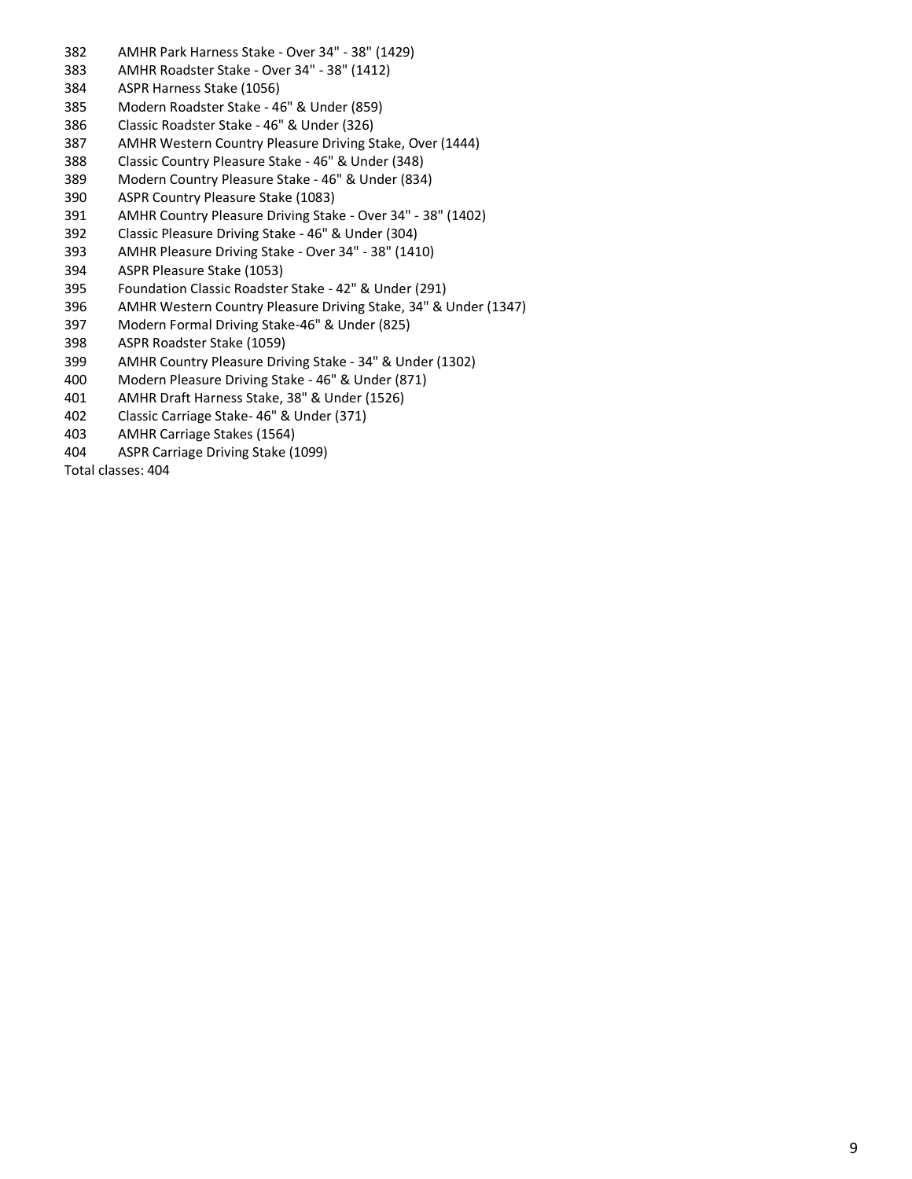382 AMHR Park Harness Stake - Over 34" - 38" (1429)
383 AMHR Roadster Stake - Over 34" - 38" (1412)
384 ASPR Harness Stake (1056)
385 Modern Roadster Stake - 46" & Under (859)
386 Classic Roadster Stake - 46" & Under (326)
387 AMHR Western Country Pleasure Driving Stake, Over (1444)
388 Classic Country Pleasure Stake - 46" & Under (348)
389 Modern Country Pleasure Stake - 46" & Under (834)
390 ASPR Country Pleasure Stake (1083)
391 AMHR Country Pleasure Driving Stake - Over 34" - 38" (1402)
392 Classic Pleasure Driving Stake - 46" & Under (304)
393 AMHR Pleasure Driving Stake - Over 34" - 38" (1410)
394 ASPR Pleasure Stake (1053)
395 Foundation Classic Roadster Stake - 42" & Under (291)
396 AMHR Western Country Pleasure Driving Stake, 34" & Under (1347)
397 Modern Formal Driving Stake-46" & Under (825)
398 ASPR Roadster Stake (1059)
399 AMHR Country Pleasure Driving Stake - 34" & Under (1302)
400 Modern Pleasure Driving Stake - 46" & Under (871)
401 AMHR Draft Harness Stake, 38" & Under (1526)
402 Classic Carriage Stake- 46" & Under (371)
403 AMHR Carriage Stakes (1564)
404 ASPR Carriage Driving Stake (1099)

Total classes: 404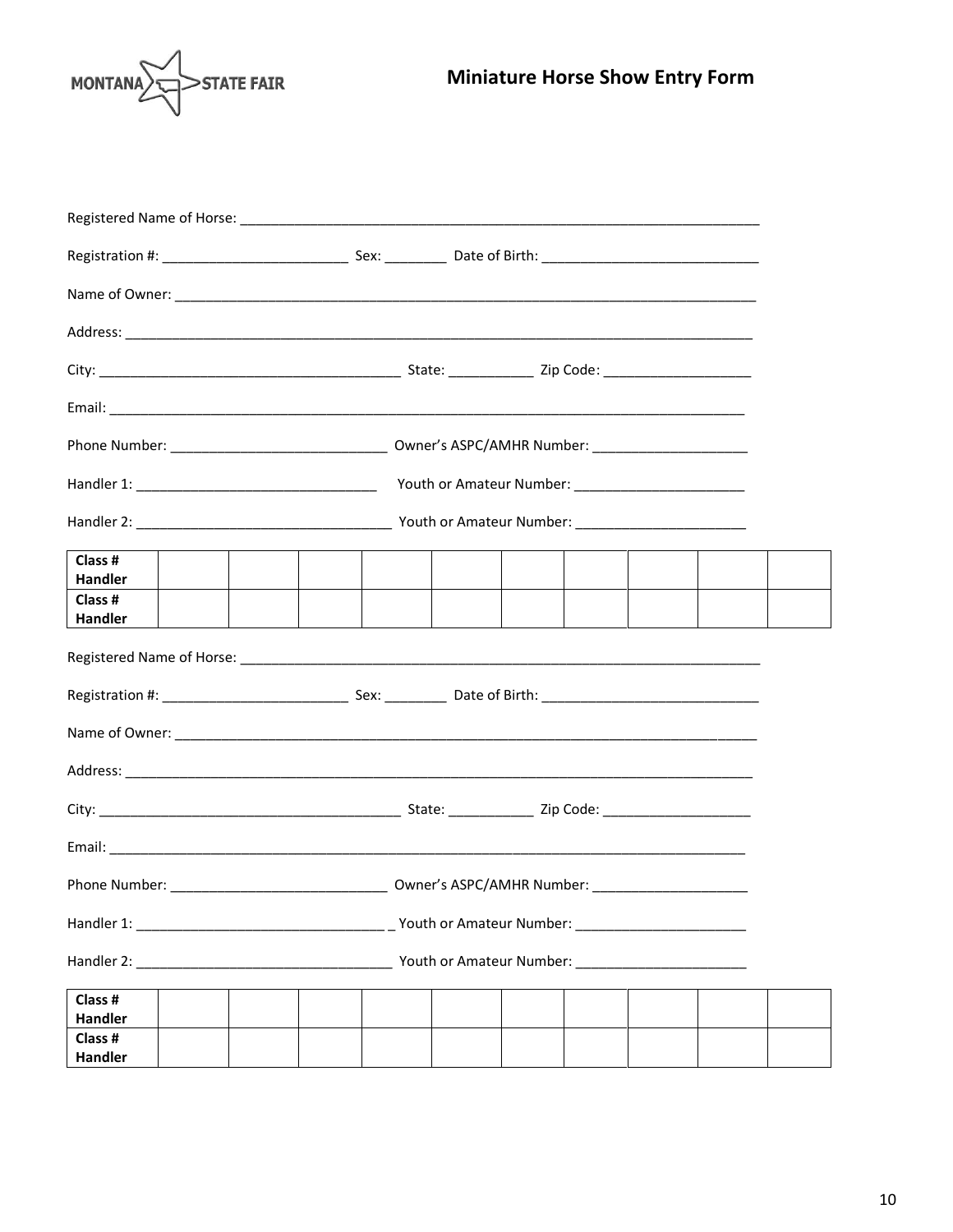MONTANA STATE FAIR

# Miniature Horse Show Entry Form

Registered Name of Horse: ______________________________________________________________________

Registration #: ________________________ Sex: ________ Date of Birth: ____________________________

Name of Owner: ________________________________________________________________________

Address: _____________________________________________________________________________

City: _______________________________________ State: ___________ Zip Code: ___________________

Email: _______________________________________________________________________________

Phone Number: ____________________________ Owner's ASPC/AMHR Number: ____________________

Handler 1: _______________________________ Youth or Amateur Number: ______________________

Handler 2: _________________________________ Youth or Amateur Number: ______________________

| **Class #<br>Handler** | | | | | | | | | | |
|---|---|---|---|---|---|---|---|---|---|---|
| **Class #<br>Handler** | | | | | | | | | | |

Registered Name of Horse: ______________________________________________________________________

Registration #: ________________________ Sex: ________ Date of Birth: ____________________________

Name of Owner: ________________________________________________________________________

Address: _____________________________________________________________________________

City: _______________________________________ State: ___________ Zip Code: ___________________

Email: _______________________________________________________________________________

Phone Number: ____________________________ Owner's ASPC/AMHR Number: ____________________

Handler 1: ________________________________ _ Youth or Amateur Number: ______________________

Handler 2: _________________________________ Youth or Amateur Number: ______________________

| **Class #<br>Handler** | | | | | | | | | | |
|---|---|---|---|---|---|---|---|---|---|---|
| **Class #<br>Handler** | | | | | | | | | | |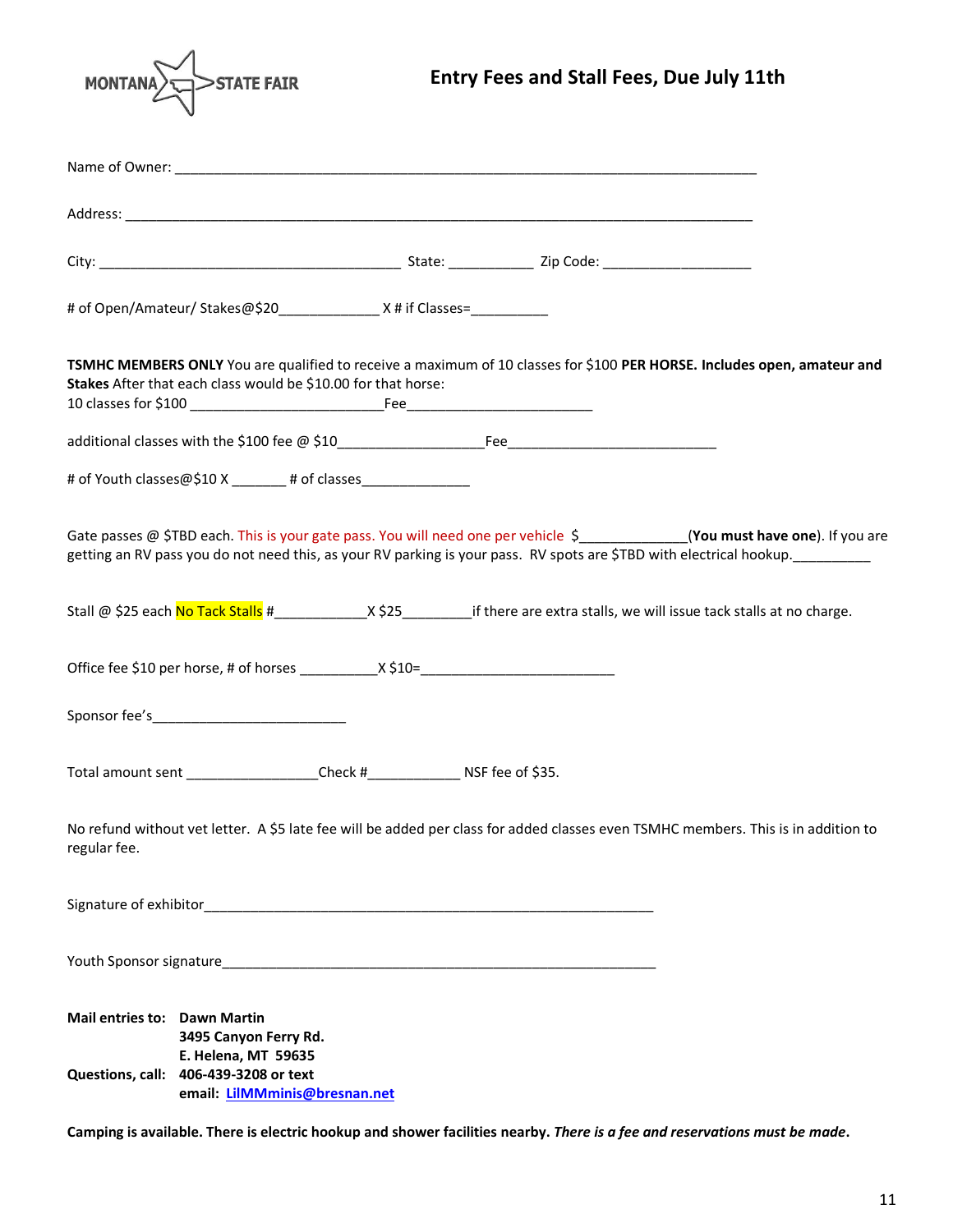MONTANA STATE FAIR

# Entry Fees and Stall Fees, Due July 11th

Name of Owner: ___________________________________________________________________________

Address: ___________________________________________________________________________

City: _______________________________________ State: ___________ Zip Code: ___________________

# of Open/Amateur/ Stakes@$20_____________ X # if Classes=__________

**TSMHC MEMBERS ONLY** You are qualified to receive a maximum of 10 classes for $100 **PER HORSE. Includes open, amateur and Stakes** After that each class would be $10.00 for that horse:
10 classes for $100 _________________________Fee_________________________

additional classes with the $100 fee @ $10___________________Fee___________________________

# of Youth classes@$10 X _______ # of classes______________

Gate passes @ $TBD each. This is your gate pass. You will need one per vehicle $______________(**You must have one**). If you are getting an RV pass you do not need this, as your RV parking is your pass. RV spots are $TBD with electrical hookup.__________

Stall @ $25 each No Tack Stalls #____________X $25_________if there are extra stalls, we will issue tack stalls at no charge.

Office fee $10 per horse, # of horses __________X $10=_________________________

Sponsor fee's_________________________

Total amount sent _________________Check #____________ NSF fee of $35.

No refund without vet letter. A $5 late fee will be added per class for added classes even TSMHC members. This is in addition to regular fee.

Signature of exhibitor_______________________________________________________________

Youth Sponsor signature_______________________________________________________________

**Mail entries to: Dawn Martin**
**3495 Canyon Ferry Rd.**
**E. Helena, MT 59635**
**Questions, call: 406-439-3208 or text**
**email: LilMMminis@bresnan.net**

**Camping is available. There is electric hookup and shower facilities nearby. *There is a fee and reservations must be made*.**